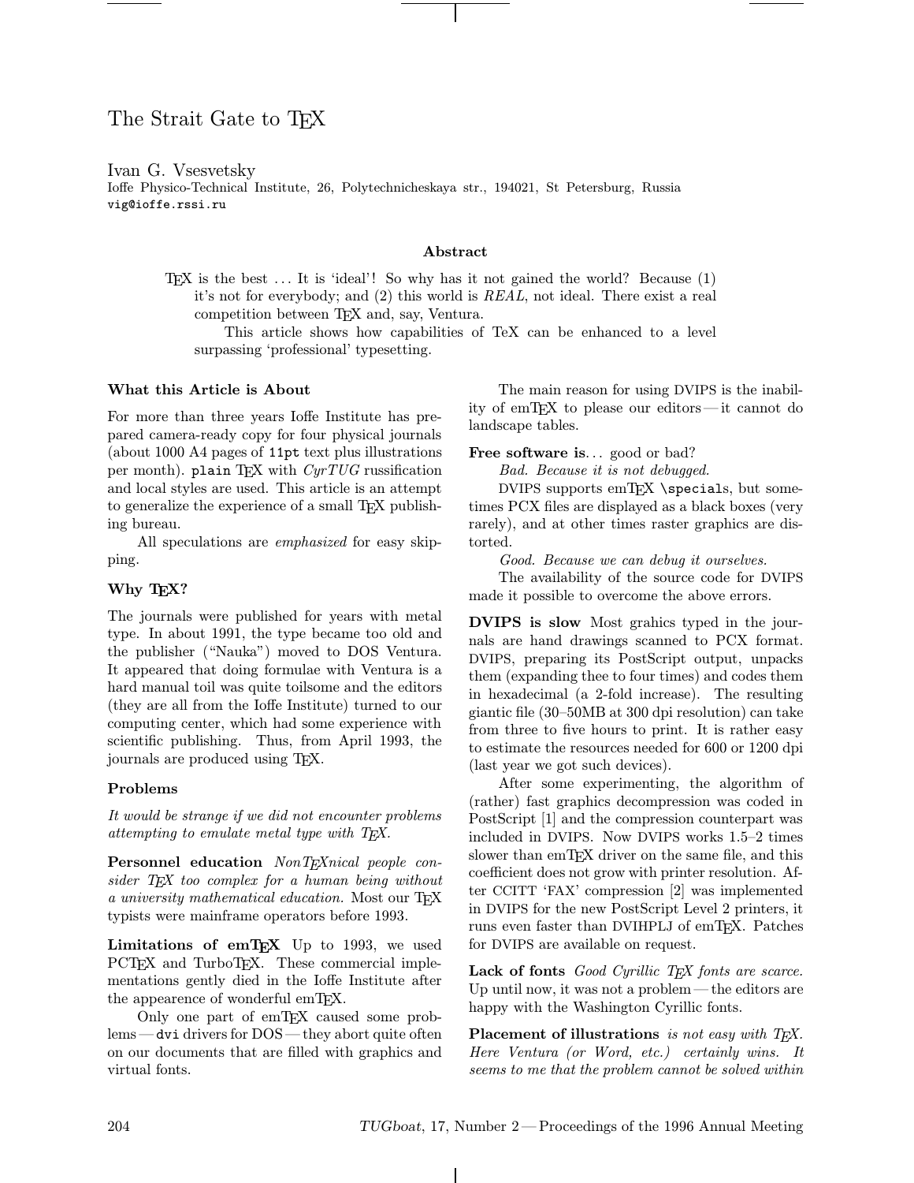# The Strait Gate to TEX

Ivan G. Vsesvetsky
Ioffe Physico-Technical Institute, 26, Polytechnicheskaya str., 194021, St Petersburg, Russia
vig@ioffe.rssi.ru

### Abstract

TEX is the best ... It is 'ideal'! So why has it not gained the world? Because (1) it's not for everybody; and (2) this world is *REAL*, not ideal. There exist a real competition between TEX and, say, Ventura.

This article shows how capabilities of TeX can be enhanced to a level surpassing 'professional' typesetting.

### What this Article is About

For more than three years Ioffe Institute has prepared camera-ready copy for four physical journals (about 1000 A4 pages of `11pt` text plus illustrations per month). `plain` TEX with *CyrTUG* russification and local styles are used. This article is an attempt to generalize the experience of a small TEX publishing bureau.

All speculations are *emphasized* for easy skipping.

### Why TEX?

The journals were published for years with metal type. In about 1991, the type became too old and the publisher ("Nauka") moved to DOS Ventura. It appeared that doing formulae with Ventura is a hard manual toil was quite toilsome and the editors (they are all from the Ioffe Institute) turned to our computing center, which had some experience with scientific publishing. Thus, from April 1993, the journals are produced using TEX.

### Problems

*It would be strange if we did not encounter problems attempting to emulate metal type with TEX.*

**Personnel education** *NonTEXnical people consider TEX too complex for a human being without a university mathematical education.* Most our TEX typists were mainframe operators before 1993.

**Limitations of emTEX** Up to 1993, we used PCTEX and TurboTEX. These commercial implementations gently died in the Ioffe Institute after the appearence of wonderful emTEX.

Only one part of emTEX caused some problems — `dvi` drivers for DOS — they abort quite often on our documents that are filled with graphics and virtual fonts.

The main reason for using DVIPS is the inability of emTEX to please our editors — it cannot do landscape tables.

**Free software is**... good or bad?

*Bad. Because it is not debugged.*

DVIPS supports emTEX `\special`s, but sometimes PCX files are displayed as a black boxes (very rarely), and at other times raster graphics are distorted.

*Good. Because we can debug it ourselves.*

The availability of the source code for DVIPS made it possible to overcome the above errors.

**DVIPS is slow** Most grahics typed in the journals are hand drawings scanned to PCX format. DVIPS, preparing its PostScript output, unpacks them (expanding thee to four times) and codes them in hexadecimal (a 2-fold increase). The resulting giantic file (30–50MB at 300 dpi resolution) can take from three to five hours to print. It is rather easy to estimate the resources needed for 600 or 1200 dpi (last year we got such devices).

After some experimenting, the algorithm of (rather) fast graphics decompression was coded in PostScript [1] and the compression counterpart was included in DVIPS. Now DVIPS works 1.5–2 times slower than emTEX driver on the same file, and this coefficient does not grow with printer resolution. After CCITT 'FAX' compression [2] was implemented in DVIPS for the new PostScript Level 2 printers, it runs even faster than DVIHPLJ of emTEX. Patches for DVIPS are available on request.

**Lack of fonts** *Good Cyrillic TEX fonts are scarce.* Up until now, it was not a problem — the editors are happy with the Washington Cyrillic fonts.

**Placement of illustrations** *is not easy with TEX. Here Ventura (or Word, etc.) certainly wins. It seems to me that the problem cannot be solved within*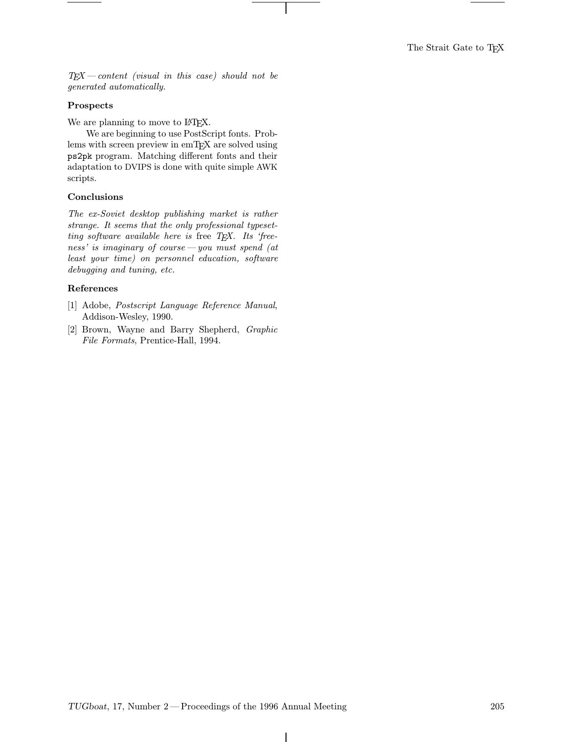*TEX — content (visual in this case) should not be generated automatically.*

### Prospects

We are planning to move to LATEX.

We are beginning to use PostScript fonts. Problems with screen preview in emTEX are solved using `ps2pk` program. Matching different fonts and their adaptation to DVIPS is done with quite simple AWK scripts.

### Conclusions

*The ex-Soviet desktop publishing market is rather strange. It seems that the only professional typesetting software available here is* free *TEX. Its 'freeness' is imaginary of course — you must spend (at least your time) on personnel education, software debugging and tuning, etc.*

### References

[1] Adobe, *Postscript Language Reference Manual*, Addison-Wesley, 1990.

[2] Brown, Wayne and Barry Shepherd, *Graphic File Formats*, Prentice-Hall, 1994.